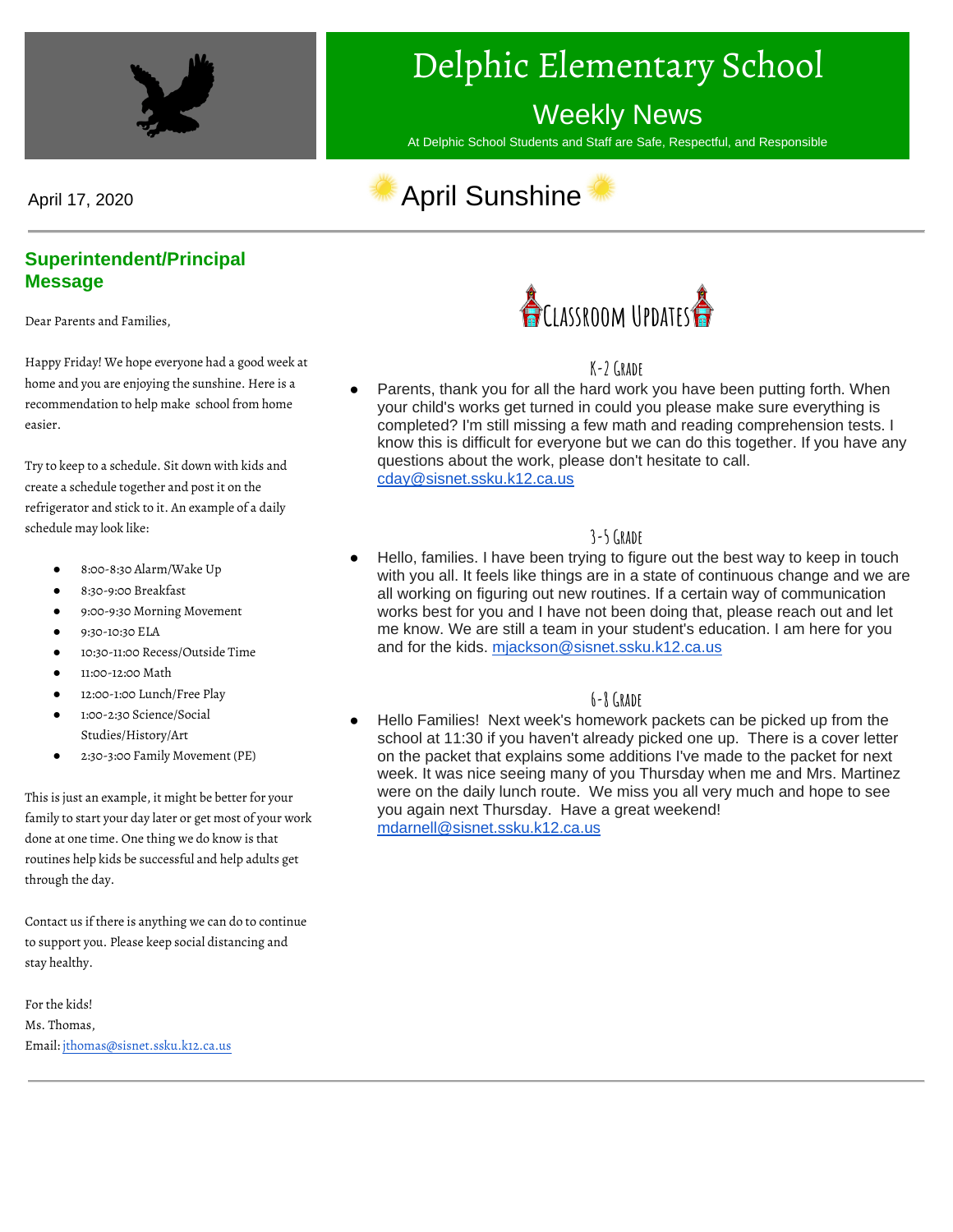# Delphic Elementary School

## Weekly News

At Delphic School Students and Staff are Safe, Respectful, and Responsible

April 17, 2020

## April Sunshine

### Superintendent/Principal Message

Dear Parents and Families,

Happy Friday! We hope everyone had a good week at home and you are enjoying the sunshine. Here is a recommendation to help make school from home easier.

Try to keep to a schedule. Sit down with kids and create a schedule together and post it on the refrigerator and stick to it. An example of a daily schedule may look like:

- 8:00-8:30 Alarm/Wake Up
- 8:30-9:00 Breakfast
- 9:00-9:30 Morning Movement
- 9:30-10:30 ELA
- 10:30-11:00 Recess/Outside Time
- 11:00-12:00 Math
- 12:00-1:00 Lunch/Free Play
- 1:00-2:30 Science/Social Studies/History/Art
- 2:30-3:00 Family Movement (PE)

This is just an example, it might be better for your family to start your day later or get most of your work done at one time. One thing we do know is that routines help kids be successful and help adults get through the day.

Contact us if there is anything we can do to continue to support you. Please keep social distancing and stay healthy.

For the kids!
Ms. Thomas,
Email: jthomas@sisnet.ssku.k12.ca.us

### Classroom Updates

#### K-2 Grade

- Parents, thank you for all the hard work you have been putting forth. When your child's works get turned in could you please make sure everything is completed? I'm still missing a few math and reading comprehension tests. I know this is difficult for everyone but we can do this together. If you have any questions about the work, please don't hesitate to call. cday@sisnet.ssku.k12.ca.us

#### 3-5 Grade

- Hello, families. I have been trying to figure out the best way to keep in touch with you all. It feels like things are in a state of continuous change and we are all working on figuring out new routines. If a certain way of communication works best for you and I have not been doing that, please reach out and let me know. We are still a team in your student's education. I am here for you and for the kids. mjackson@sisnet.ssku.k12.ca.us

#### 6-8 Grade

- Hello Families! Next week's homework packets can be picked up from the school at 11:30 if you haven't already picked one up. There is a cover letter on the packet that explains some additions I've made to the packet for next week. It was nice seeing many of you Thursday when me and Mrs. Martinez were on the daily lunch route. We miss you all very much and hope to see you again next Thursday. Have a great weekend! mdarnell@sisnet.ssku.k12.ca.us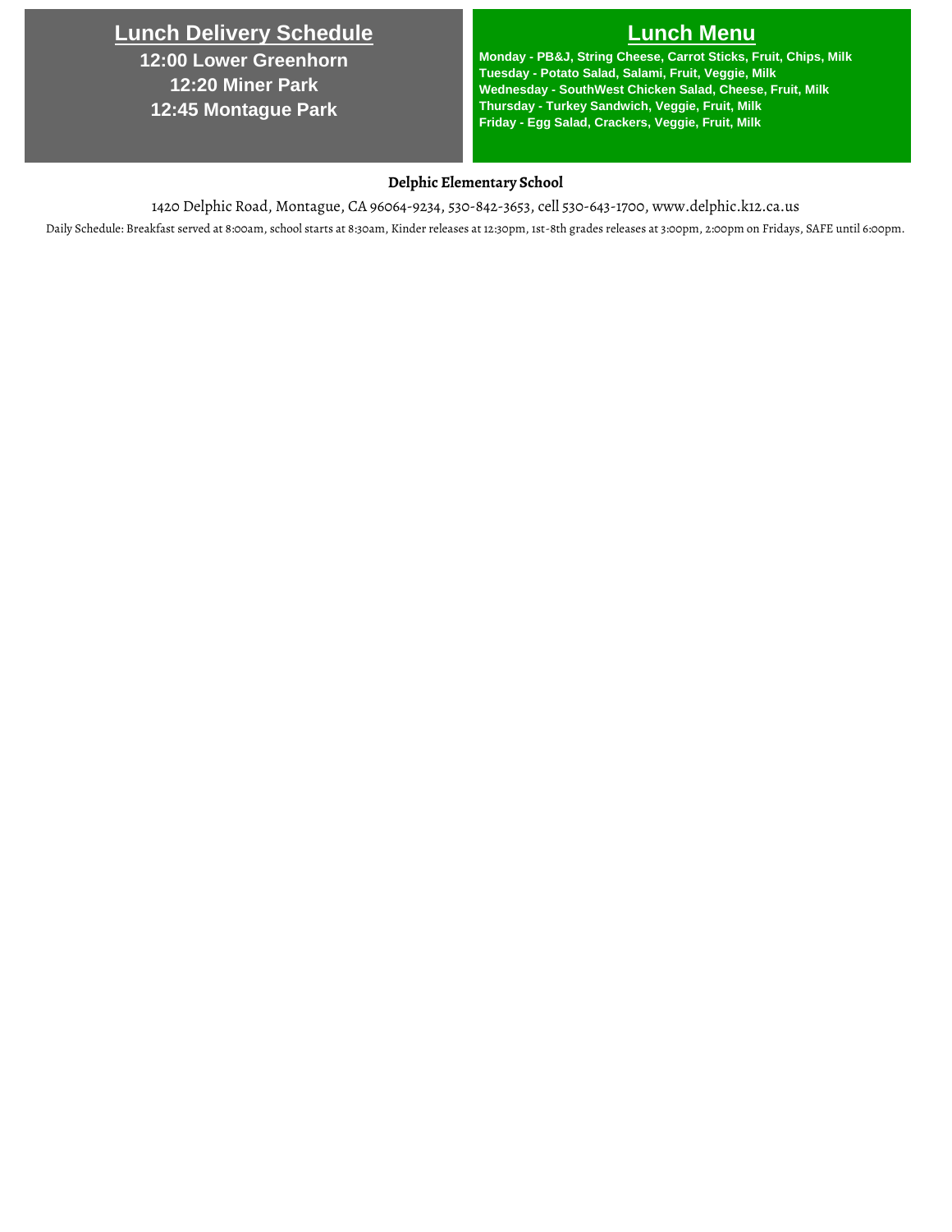## Lunch Delivery Schedule

**12:00 Lower Greenhorn**
**12:20 Miner Park**
**12:45 Montague Park**

## Lunch Menu

**Monday - PB&J, String Cheese, Carrot Sticks, Fruit, Chips, Milk**
**Tuesday - Potato Salad, Salami, Fruit, Veggie, Milk**
**Wednesday - SouthWest Chicken Salad, Cheese, Fruit, Milk**
**Thursday - Turkey Sandwich, Veggie, Fruit, Milk**
**Friday - Egg Salad, Crackers, Veggie, Fruit, Milk**

**Delphic Elementary School**

1420 Delphic Road, Montague, CA 96064-9234, 530-842-3653, cell 530-643-1700, www.delphic.k12.ca.us

Daily Schedule: Breakfast served at 8:00am, school starts at 8:30am, Kinder releases at 12:30pm, 1st-8th grades releases at 3:00pm, 2:00pm on Fridays, SAFE until 6:00pm.